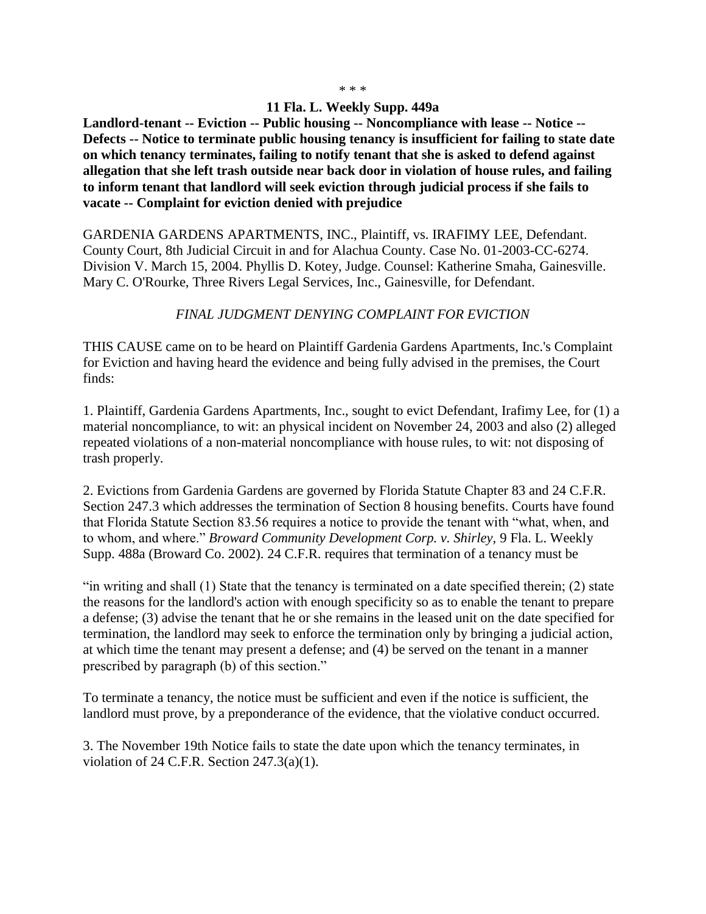\* \* \*

**11 Fla. L. Weekly Supp. 449a**

**Landlord-tenant -- Eviction -- Public housing -- Noncompliance with lease -- Notice -- Defects -- Notice to terminate public housing tenancy is insufficient for failing to state date on which tenancy terminates, failing to notify tenant that she is asked to defend against allegation that she left trash outside near back door in violation of house rules, and failing to inform tenant that landlord will seek eviction through judicial process if she fails to vacate -- Complaint for eviction denied with prejudice**

GARDENIA GARDENS APARTMENTS, INC., Plaintiff, vs. IRAFIMY LEE, Defendant. County Court, 8th Judicial Circuit in and for Alachua County. Case No. 01-2003-CC-6274. Division V. March 15, 2004. Phyllis D. Kotey, Judge. Counsel: Katherine Smaha, Gainesville. Mary C. O'Rourke, Three Rivers Legal Services, Inc., Gainesville, for Defendant.

*FINAL JUDGMENT DENYING COMPLAINT FOR EVICTION*

THIS CAUSE came on to be heard on Plaintiff Gardenia Gardens Apartments, Inc.'s Complaint for Eviction and having heard the evidence and being fully advised in the premises, the Court finds:

1. Plaintiff, Gardenia Gardens Apartments, Inc., sought to evict Defendant, Irafimy Lee, for (1) a material noncompliance, to wit: an physical incident on November 24, 2003 and also (2) alleged repeated violations of a non-material noncompliance with house rules, to wit: not disposing of trash properly.

2. Evictions from Gardenia Gardens are governed by Florida Statute Chapter 83 and 24 C.F.R. Section 247.3 which addresses the termination of Section 8 housing benefits. Courts have found that Florida Statute Section 83.56 requires a notice to provide the tenant with "what, when, and to whom, and where." *Broward Community Development Corp. v. Shirley*, 9 Fla. L. Weekly Supp. 488a (Broward Co. 2002). 24 C.F.R. requires that termination of a tenancy must be

"in writing and shall (1) State that the tenancy is terminated on a date specified therein; (2) state the reasons for the landlord's action with enough specificity so as to enable the tenant to prepare a defense; (3) advise the tenant that he or she remains in the leased unit on the date specified for termination, the landlord may seek to enforce the termination only by bringing a judicial action, at which time the tenant may present a defense; and (4) be served on the tenant in a manner prescribed by paragraph (b) of this section."

To terminate a tenancy, the notice must be sufficient and even if the notice is sufficient, the landlord must prove, by a preponderance of the evidence, that the violative conduct occurred.

3. The November 19th Notice fails to state the date upon which the tenancy terminates, in violation of 24 C.F.R. Section 247.3(a)(1).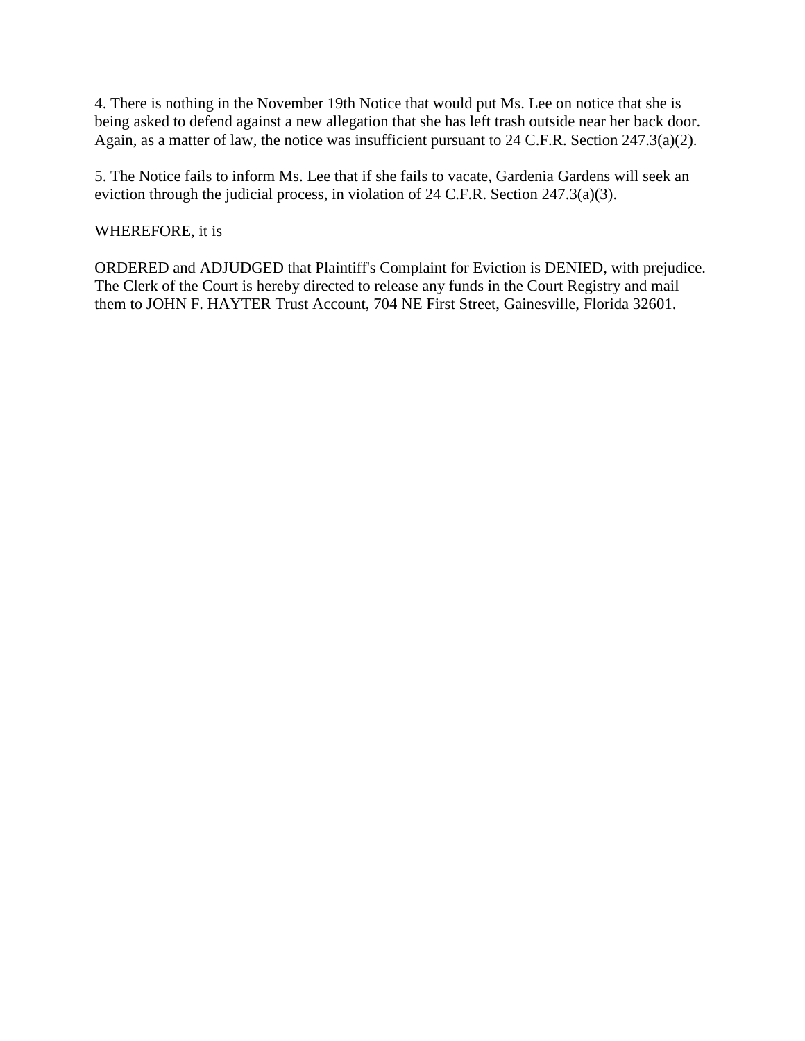4. There is nothing in the November 19th Notice that would put Ms. Lee on notice that she is being asked to defend against a new allegation that she has left trash outside near her back door. Again, as a matter of law, the notice was insufficient pursuant to 24 C.F.R. Section 247.3(a)(2).

5. The Notice fails to inform Ms. Lee that if she fails to vacate, Gardenia Gardens will seek an eviction through the judicial process, in violation of 24 C.F.R. Section 247.3(a)(3).

WHEREFORE, it is

ORDERED and ADJUDGED that Plaintiff's Complaint for Eviction is DENIED, with prejudice. The Clerk of the Court is hereby directed to release any funds in the Court Registry and mail them to JOHN F. HAYTER Trust Account, 704 NE First Street, Gainesville, Florida 32601.